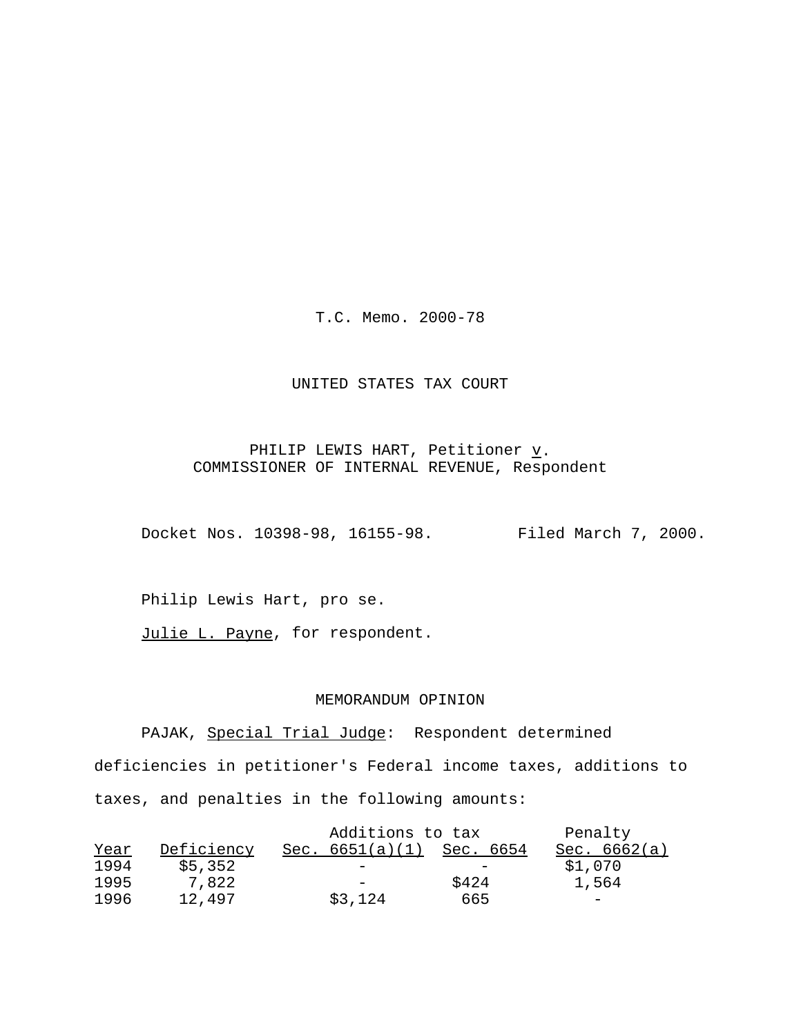T.C. Memo. 2000-78

UNITED STATES TAX COURT

PHILIP LEWIS HART, Petitioner *v*.
COMMISSIONER OF INTERNAL REVENUE, Respondent

Docket Nos. 10398-98, 16155-98. Filed March 7, 2000.

Philip Lewis Hart, pro se.

Julie L. Payne, for respondent.

MEMORANDUM OPINION

PAJAK, *Special Trial Judge*: Respondent determined deficiencies in petitioner's Federal income taxes, additions to taxes, and penalties in the following amounts:

| | | Additions to tax | | Penalty |
|---|---|---|---|---|
| Year | Deficiency | Sec. 6651(a)(1) | Sec. 6654 | Sec. 6662(a) |
| 1994 | $5,352 | - | - | $1,070 |
| 1995 | 7,822 | - | $424 | 1,564 |
| 1996 | 12,497 | $3,124 | 665 | - |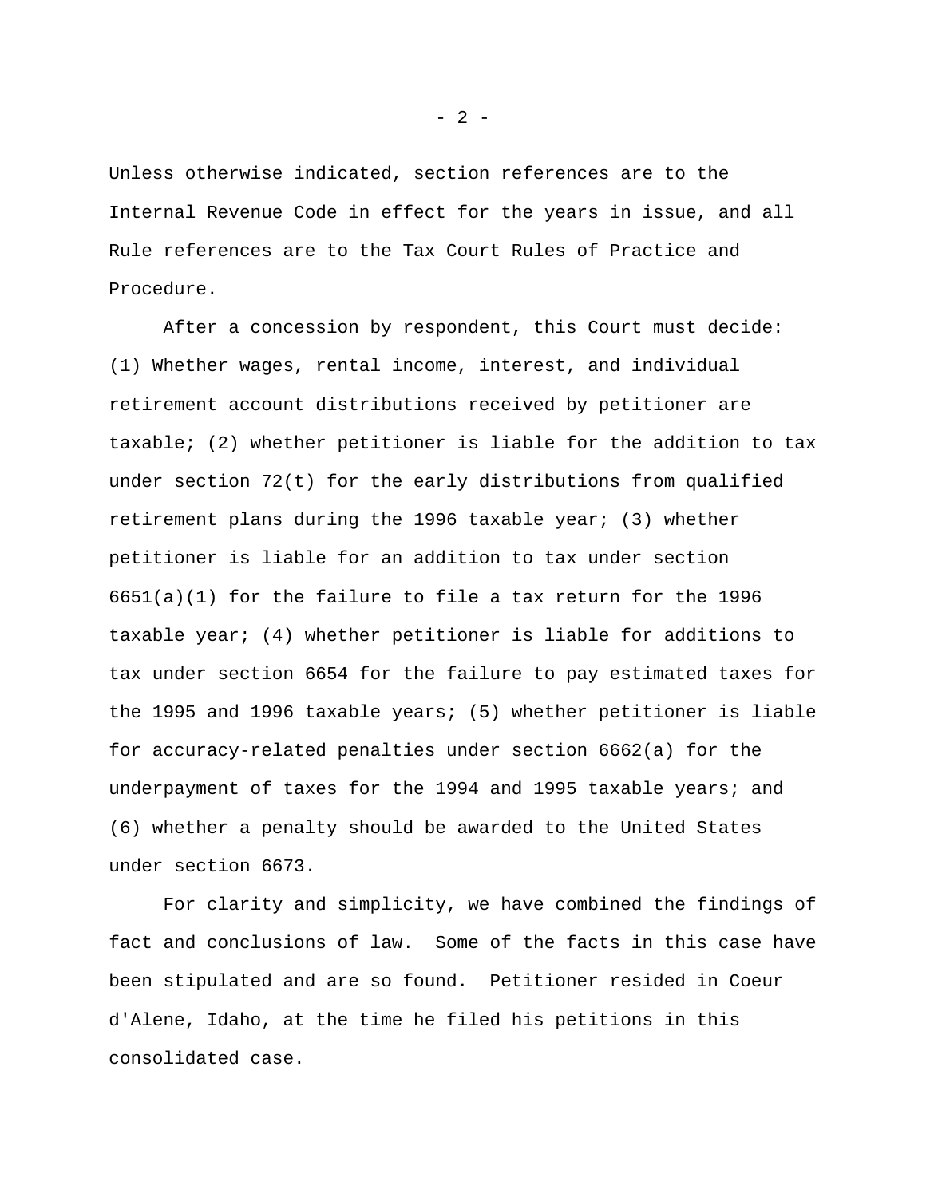Unless otherwise indicated, section references are to the Internal Revenue Code in effect for the years in issue, and all Rule references are to the Tax Court Rules of Practice and Procedure.

After a concession by respondent, this Court must decide: (1) Whether wages, rental income, interest, and individual retirement account distributions received by petitioner are taxable; (2) whether petitioner is liable for the addition to tax under section 72(t) for the early distributions from qualified retirement plans during the 1996 taxable year; (3) whether petitioner is liable for an addition to tax under section 6651(a)(1) for the failure to file a tax return for the 1996 taxable year; (4) whether petitioner is liable for additions to tax under section 6654 for the failure to pay estimated taxes for the 1995 and 1996 taxable years; (5) whether petitioner is liable for accuracy-related penalties under section 6662(a) for the underpayment of taxes for the 1994 and 1995 taxable years; and (6) whether a penalty should be awarded to the United States under section 6673.

For clarity and simplicity, we have combined the findings of fact and conclusions of law. Some of the facts in this case have been stipulated and are so found. Petitioner resided in Coeur d'Alene, Idaho, at the time he filed his petitions in this consolidated case.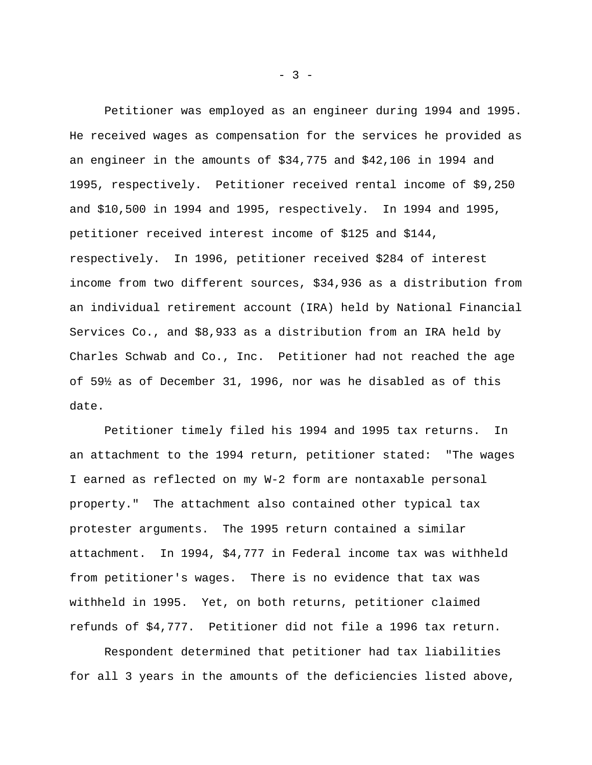Petitioner was employed as an engineer during 1994 and 1995. He received wages as compensation for the services he provided as an engineer in the amounts of $34,775 and $42,106 in 1994 and 1995, respectively. Petitioner received rental income of $9,250 and $10,500 in 1994 and 1995, respectively. In 1994 and 1995, petitioner received interest income of $125 and $144, respectively. In 1996, petitioner received $284 of interest income from two different sources, $34,936 as a distribution from an individual retirement account (IRA) held by National Financial Services Co., and $8,933 as a distribution from an IRA held by Charles Schwab and Co., Inc. Petitioner had not reached the age of 59½ as of December 31, 1996, nor was he disabled as of this date.

Petitioner timely filed his 1994 and 1995 tax returns. In an attachment to the 1994 return, petitioner stated: "The wages I earned as reflected on my W-2 form are nontaxable personal property." The attachment also contained other typical tax protester arguments. The 1995 return contained a similar attachment. In 1994, $4,777 in Federal income tax was withheld from petitioner's wages. There is no evidence that tax was withheld in 1995. Yet, on both returns, petitioner claimed refunds of $4,777. Petitioner did not file a 1996 tax return.

Respondent determined that petitioner had tax liabilities for all 3 years in the amounts of the deficiencies listed above,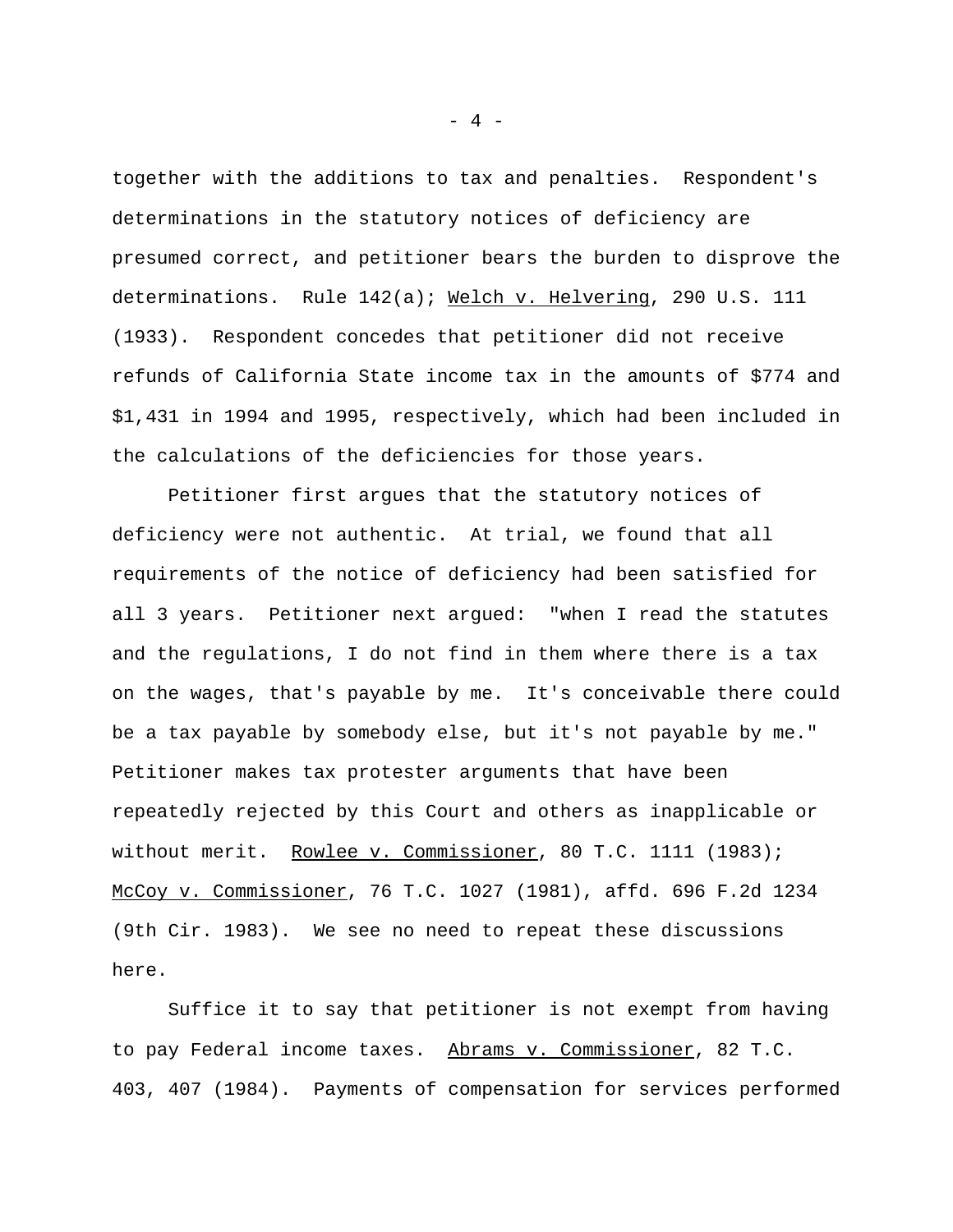together with the additions to tax and penalties. Respondent's determinations in the statutory notices of deficiency are presumed correct, and petitioner bears the burden to disprove the determinations. Rule 142(a); Welch v. Helvering, 290 U.S. 111 (1933). Respondent concedes that petitioner did not receive refunds of California State income tax in the amounts of $774 and $1,431 in 1994 and 1995, respectively, which had been included in the calculations of the deficiencies for those years.

Petitioner first argues that the statutory notices of deficiency were not authentic. At trial, we found that all requirements of the notice of deficiency had been satisfied for all 3 years. Petitioner next argued: "when I read the statutes and the regulations, I do not find in them where there is a tax on the wages, that's payable by me. It's conceivable there could be a tax payable by somebody else, but it's not payable by me." Petitioner makes tax protester arguments that have been repeatedly rejected by this Court and others as inapplicable or without merit. Rowlee v. Commissioner, 80 T.C. 1111 (1983); McCoy v. Commissioner, 76 T.C. 1027 (1981), affd. 696 F.2d 1234 (9th Cir. 1983). We see no need to repeat these discussions here.

Suffice it to say that petitioner is not exempt from having to pay Federal income taxes. Abrams v. Commissioner, 82 T.C. 403, 407 (1984). Payments of compensation for services performed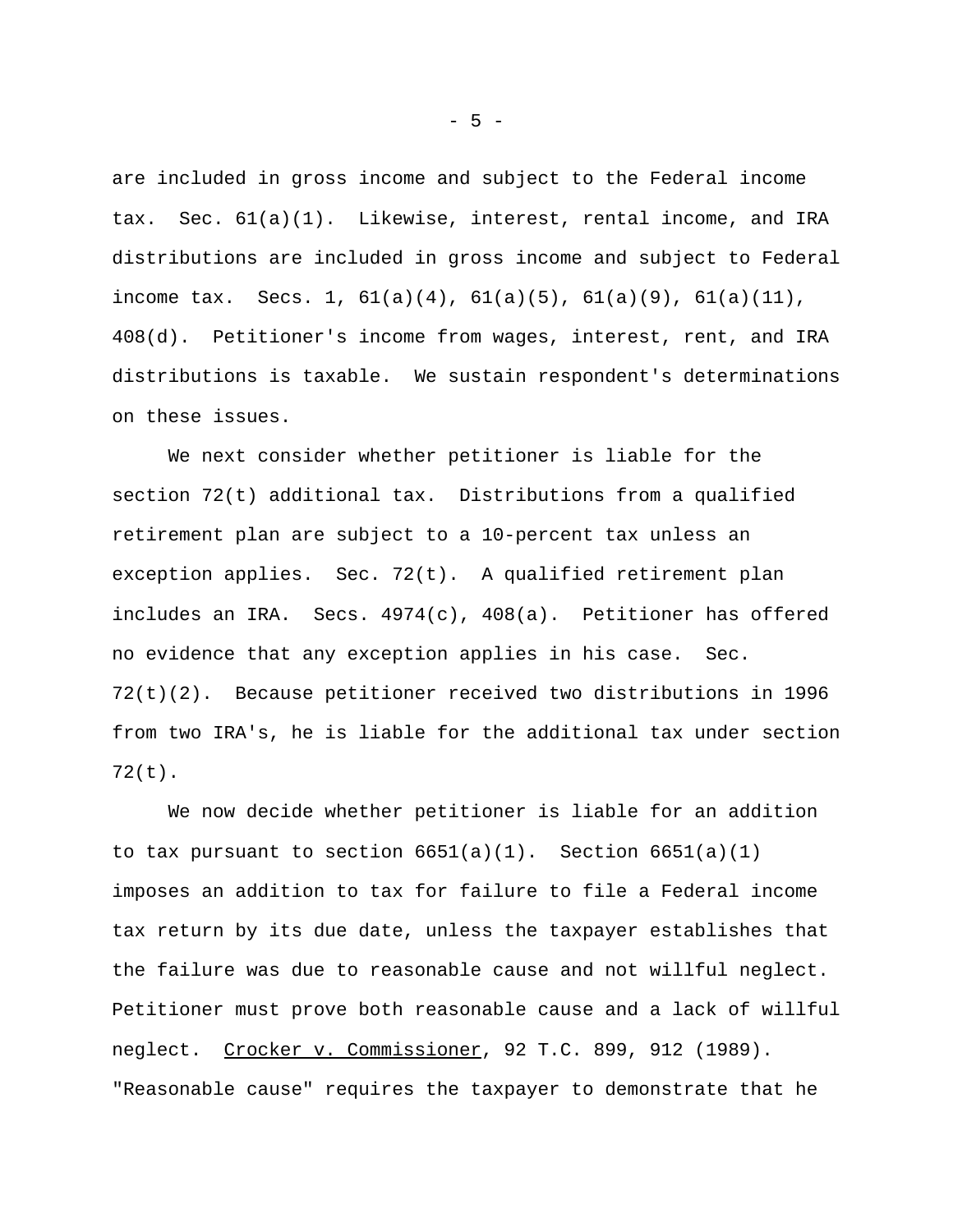are included in gross income and subject to the Federal income tax. Sec. 61(a)(1). Likewise, interest, rental income, and IRA distributions are included in gross income and subject to Federal income tax. Secs. 1, 61(a)(4), 61(a)(5), 61(a)(9), 61(a)(11), 408(d). Petitioner's income from wages, interest, rent, and IRA distributions is taxable. We sustain respondent's determinations on these issues.

We next consider whether petitioner is liable for the section 72(t) additional tax. Distributions from a qualified retirement plan are subject to a 10-percent tax unless an exception applies. Sec. 72(t). A qualified retirement plan includes an IRA. Secs. 4974(c), 408(a). Petitioner has offered no evidence that any exception applies in his case. Sec. 72(t)(2). Because petitioner received two distributions in 1996 from two IRA's, he is liable for the additional tax under section 72(t).

We now decide whether petitioner is liable for an addition to tax pursuant to section 6651(a)(1). Section 6651(a)(1) imposes an addition to tax for failure to file a Federal income tax return by its due date, unless the taxpayer establishes that the failure was due to reasonable cause and not willful neglect. Petitioner must prove both reasonable cause and a lack of willful neglect. Crocker v. Commissioner, 92 T.C. 899, 912 (1989). "Reasonable cause" requires the taxpayer to demonstrate that he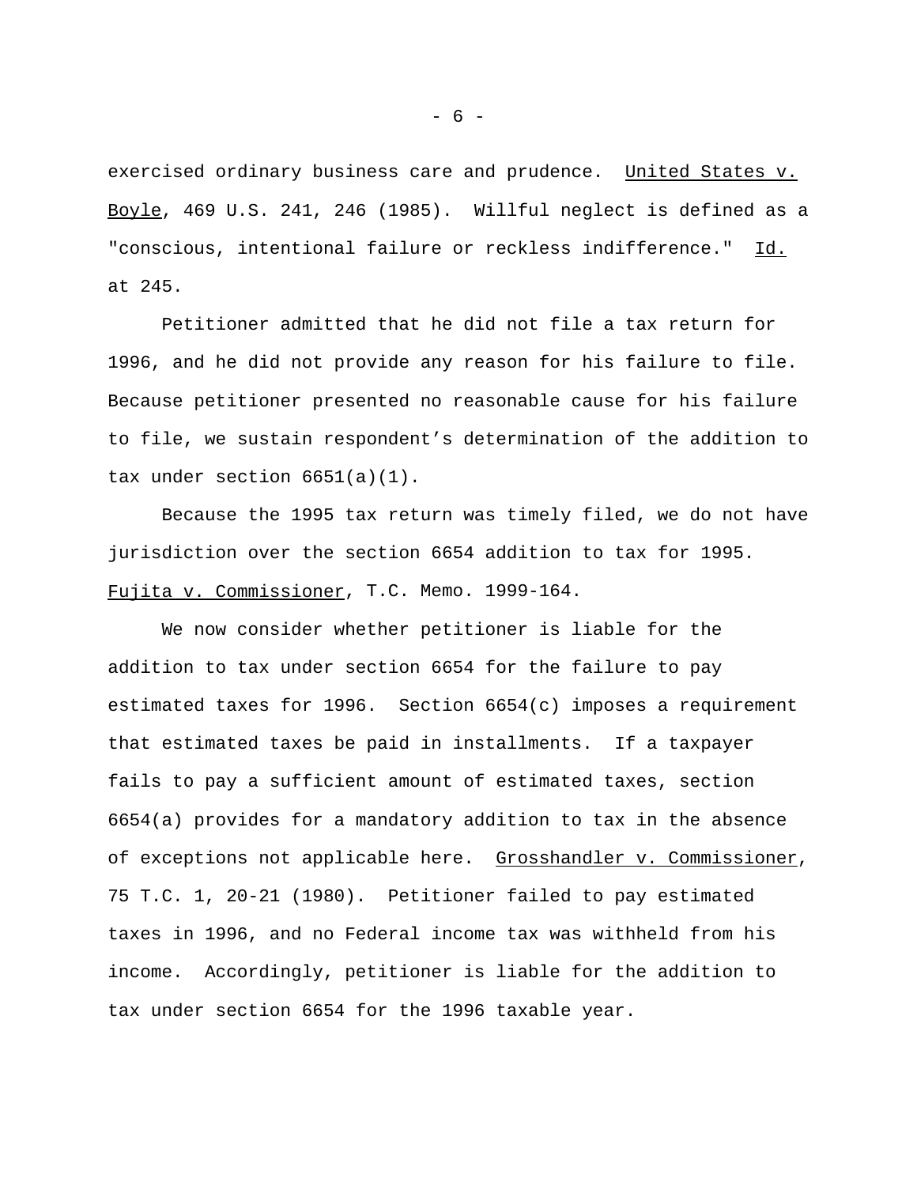exercised ordinary business care and prudence. United States v. Boyle, 469 U.S. 241, 246 (1985). Willful neglect is defined as a "conscious, intentional failure or reckless indifference." Id. at 245.

Petitioner admitted that he did not file a tax return for 1996, and he did not provide any reason for his failure to file. Because petitioner presented no reasonable cause for his failure to file, we sustain respondent's determination of the addition to tax under section 6651(a)(1).

Because the 1995 tax return was timely filed, we do not have jurisdiction over the section 6654 addition to tax for 1995. Fujita v. Commissioner, T.C. Memo. 1999-164.

We now consider whether petitioner is liable for the addition to tax under section 6654 for the failure to pay estimated taxes for 1996. Section 6654(c) imposes a requirement that estimated taxes be paid in installments. If a taxpayer fails to pay a sufficient amount of estimated taxes, section 6654(a) provides for a mandatory addition to tax in the absence of exceptions not applicable here. Grosshandler v. Commissioner, 75 T.C. 1, 20-21 (1980). Petitioner failed to pay estimated taxes in 1996, and no Federal income tax was withheld from his income. Accordingly, petitioner is liable for the addition to tax under section 6654 for the 1996 taxable year.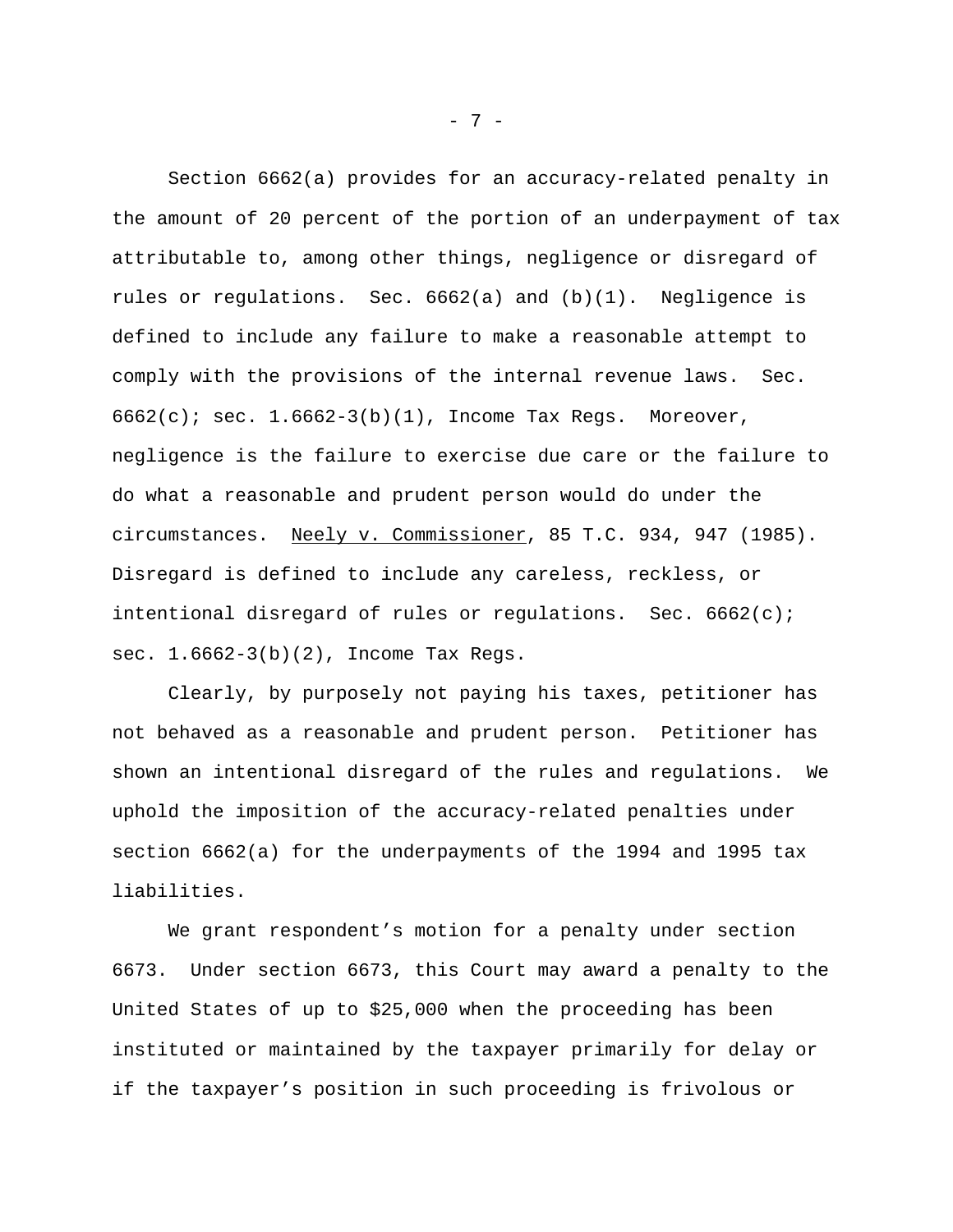Section 6662(a) provides for an accuracy-related penalty in the amount of 20 percent of the portion of an underpayment of tax attributable to, among other things, negligence or disregard of rules or regulations. Sec. 6662(a) and (b)(1). Negligence is defined to include any failure to make a reasonable attempt to comply with the provisions of the internal revenue laws. Sec. 6662(c); sec. 1.6662-3(b)(1), Income Tax Regs. Moreover, negligence is the failure to exercise due care or the failure to do what a reasonable and prudent person would do under the circumstances. Neely v. Commissioner, 85 T.C. 934, 947 (1985). Disregard is defined to include any careless, reckless, or intentional disregard of rules or regulations. Sec. 6662(c); sec. 1.6662-3(b)(2), Income Tax Regs.

Clearly, by purposely not paying his taxes, petitioner has not behaved as a reasonable and prudent person. Petitioner has shown an intentional disregard of the rules and regulations. We uphold the imposition of the accuracy-related penalties under section 6662(a) for the underpayments of the 1994 and 1995 tax liabilities.

We grant respondent's motion for a penalty under section 6673. Under section 6673, this Court may award a penalty to the United States of up to $25,000 when the proceeding has been instituted or maintained by the taxpayer primarily for delay or if the taxpayer's position in such proceeding is frivolous or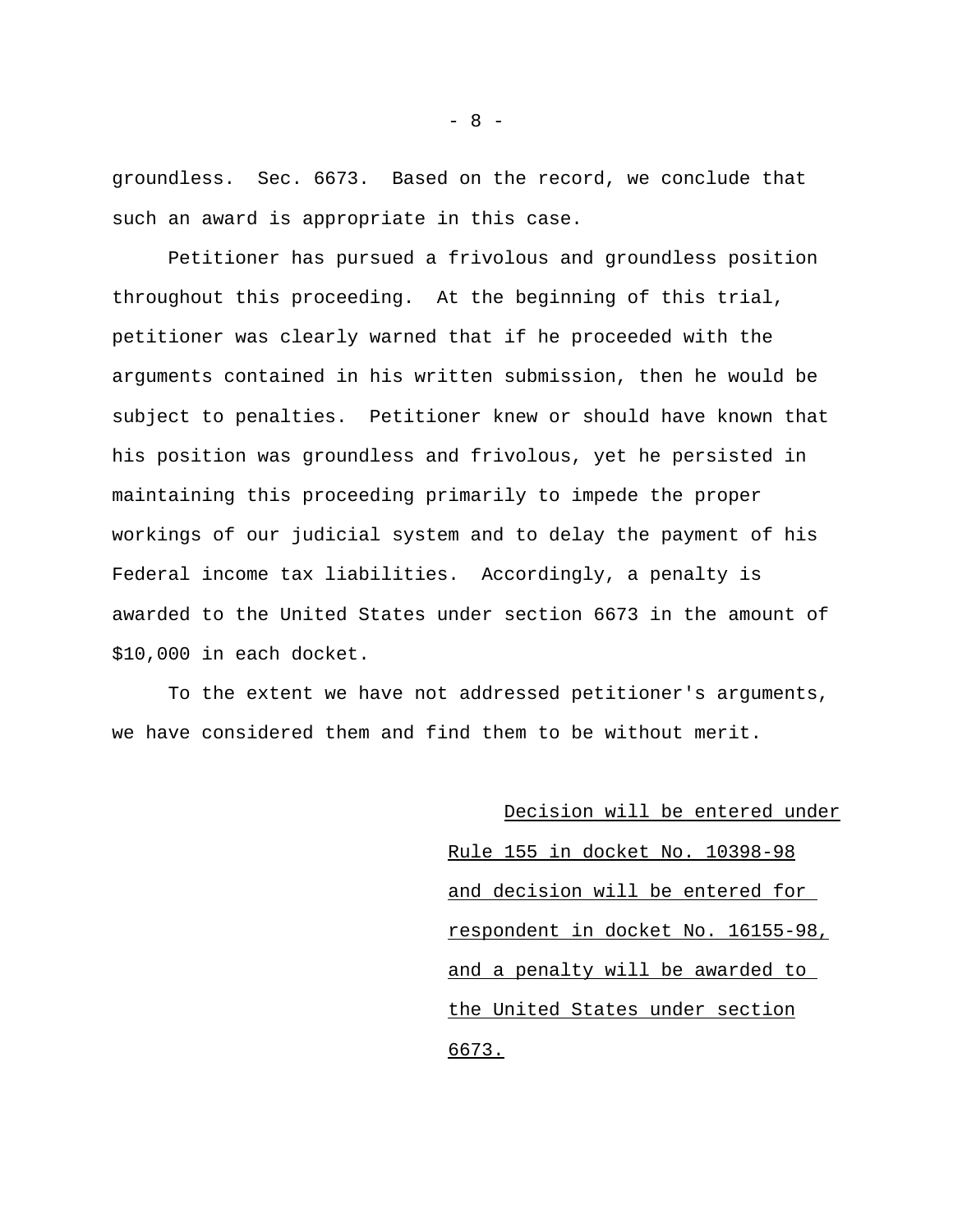groundless. Sec. 6673. Based on the record, we conclude that such an award is appropriate in this case.

Petitioner has pursued a frivolous and groundless position throughout this proceeding. At the beginning of this trial, petitioner was clearly warned that if he proceeded with the arguments contained in his written submission, then he would be subject to penalties. Petitioner knew or should have known that his position was groundless and frivolous, yet he persisted in maintaining this proceeding primarily to impede the proper workings of our judicial system and to delay the payment of his Federal income tax liabilities. Accordingly, a penalty is awarded to the United States under section 6673 in the amount of $10,000 in each docket.

To the extent we have not addressed petitioner's arguments, we have considered them and find them to be without merit.

Decision will be entered under Rule 155 in docket No. 10398-98 and decision will be entered for respondent in docket No. 16155-98, and a penalty will be awarded to the United States under section 6673.